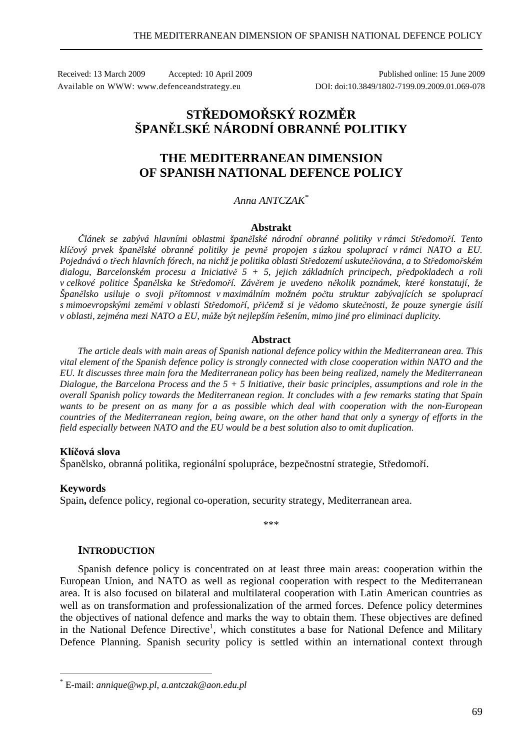Received: 13 March 2009 Accepted: 10 April 2009 Published online: 15 June 2009
Available on WWW: www.defenceandstrategy.eu DOI: doi:10.3849/1802-7199.09.2009.01.069-078

# STŘEDOMOŘSKÝ ROZMĚR ŠPANĚLSKÉ NÁRODNÍ OBRANNÉ POLITIKY

# THE MEDITERRANEAN DIMENSION OF SPANISH NATIONAL DEFENCE POLICY

*Anna ANTCZAK*[*]

### Abstrakt

*Článek se zabývá hlavními oblastmi španělské národní obranné politiky v rámci Středomoří. Tento klíčový prvek španělské obranné politiky je pevně propojen s úzkou spoluprací v rámci NATO a EU. Pojednává o třech hlavních fórech, na nichž je politika oblasti Středozemí uskutečňována, a to Středomořském dialogu, Barcelonském procesu a Iniciativě 5 + 5, jejich základních principech, předpokladech a roli v celkové politice Španělska ke Středomoří. Závěrem je uvedeno několik poznámek, které konstatují, že Španělsko usiluje o svoji přítomnost v maximálním možném počtu struktur zabývajících se spoluprací s mimoevropskými zeměmi v oblasti Středomoří, přičemž si je vědomo skutečnosti, že pouze synergie úsilí v oblasti, zejména mezi NATO a EU, může být nejlepším řešením, mimo jiné pro eliminaci duplicity.*

### Abstract

*The article deals with main areas of Spanish national defence policy within the Mediterranean area. This vital element of the Spanish defence policy is strongly connected with close cooperation within NATO and the EU. It discusses three main fora the Mediterranean policy has been being realized, namely the Mediterranean Dialogue, the Barcelona Process and the 5 + 5 Initiative, their basic principles, assumptions and role in the overall Spanish policy towards the Mediterranean region. It concludes with a few remarks stating that Spain wants to be present on as many for a as possible which deal with cooperation with the non-European countries of the Mediterranean region, being aware, on the other hand that only a synergy of efforts in the field especially between NATO and the EU would be a best solution also to omit duplication.*

**Klíčová slova**

Španělsko, obranná politika, regionální spolupráce, bezpečnostní strategie, Středomoří.

**Keywords**

Spain**,** defence policy, regional co-operation, security strategy, Mediterranean area.

\*\*\*

## INTRODUCTION

Spanish defence policy is concentrated on at least three main areas: cooperation within the European Union, and NATO as well as regional cooperation with respect to the Mediterranean area. It is also focused on bilateral and multilateral cooperation with Latin American countries as well as on transformation and professionalization of the armed forces. Defence policy determines the objectives of national defence and marks the way to obtain them. These objectives are defined in the National Defence Directive[1], which constitutes a base for National Defence and Military Defence Planning. Spanish security policy is settled within an international context through

---

[*] E-mail: *annique@wp.pl*, *a.antczak@aon.edu.pl*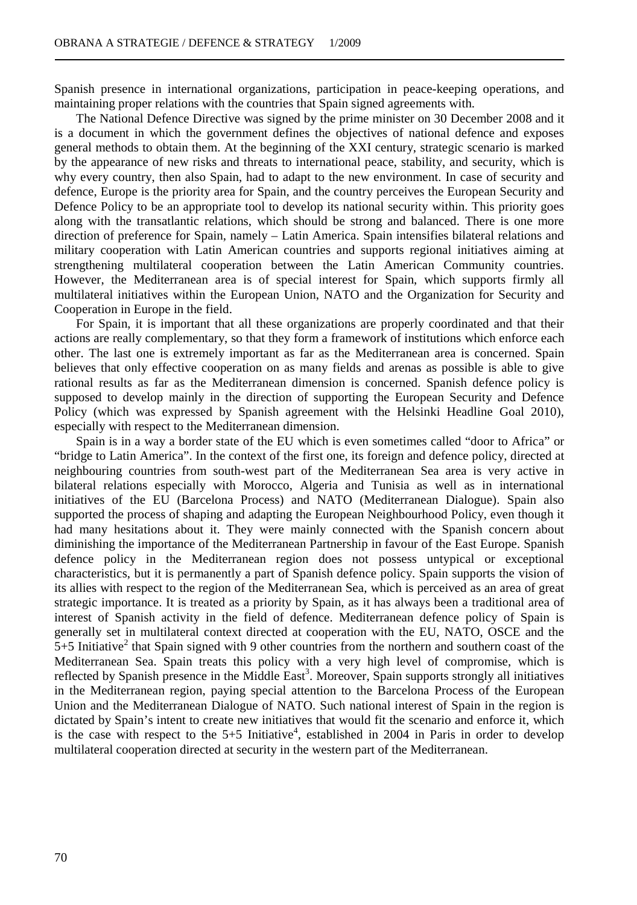Spanish presence in international organizations, participation in peace-keeping operations, and maintaining proper relations with the countries that Spain signed agreements with.

The National Defence Directive was signed by the prime minister on 30 December 2008 and it is a document in which the government defines the objectives of national defence and exposes general methods to obtain them. At the beginning of the XXI century, strategic scenario is marked by the appearance of new risks and threats to international peace, stability, and security, which is why every country, then also Spain, had to adapt to the new environment. In case of security and defence, Europe is the priority area for Spain, and the country perceives the European Security and Defence Policy to be an appropriate tool to develop its national security within. This priority goes along with the transatlantic relations, which should be strong and balanced. There is one more direction of preference for Spain, namely – Latin America. Spain intensifies bilateral relations and military cooperation with Latin American countries and supports regional initiatives aiming at strengthening multilateral cooperation between the Latin American Community countries. However, the Mediterranean area is of special interest for Spain, which supports firmly all multilateral initiatives within the European Union, NATO and the Organization for Security and Cooperation in Europe in the field.

For Spain, it is important that all these organizations are properly coordinated and that their actions are really complementary, so that they form a framework of institutions which enforce each other. The last one is extremely important as far as the Mediterranean area is concerned. Spain believes that only effective cooperation on as many fields and arenas as possible is able to give rational results as far as the Mediterranean dimension is concerned. Spanish defence policy is supposed to develop mainly in the direction of supporting the European Security and Defence Policy (which was expressed by Spanish agreement with the Helsinki Headline Goal 2010), especially with respect to the Mediterranean dimension.

Spain is in a way a border state of the EU which is even sometimes called "door to Africa" or "bridge to Latin America". In the context of the first one, its foreign and defence policy, directed at neighbouring countries from south-west part of the Mediterranean Sea area is very active in bilateral relations especially with Morocco, Algeria and Tunisia as well as in international initiatives of the EU (Barcelona Process) and NATO (Mediterranean Dialogue). Spain also supported the process of shaping and adapting the European Neighbourhood Policy, even though it had many hesitations about it. They were mainly connected with the Spanish concern about diminishing the importance of the Mediterranean Partnership in favour of the East Europe. Spanish defence policy in the Mediterranean region does not possess untypical or exceptional characteristics, but it is permanently a part of Spanish defence policy. Spain supports the vision of its allies with respect to the region of the Mediterranean Sea, which is perceived as an area of great strategic importance. It is treated as a priority by Spain, as it has always been a traditional area of interest of Spanish activity in the field of defence. Mediterranean defence policy of Spain is generally set in multilateral context directed at cooperation with the EU, NATO, OSCE and the 5+5 Initiative[2] that Spain signed with 9 other countries from the northern and southern coast of the Mediterranean Sea. Spain treats this policy with a very high level of compromise, which is reflected by Spanish presence in the Middle East[3]. Moreover, Spain supports strongly all initiatives in the Mediterranean region, paying special attention to the Barcelona Process of the European Union and the Mediterranean Dialogue of NATO. Such national interest of Spain in the region is dictated by Spain's intent to create new initiatives that would fit the scenario and enforce it, which is the case with respect to the 5+5 Initiative[4], established in 2004 in Paris in order to develop multilateral cooperation directed at security in the western part of the Mediterranean.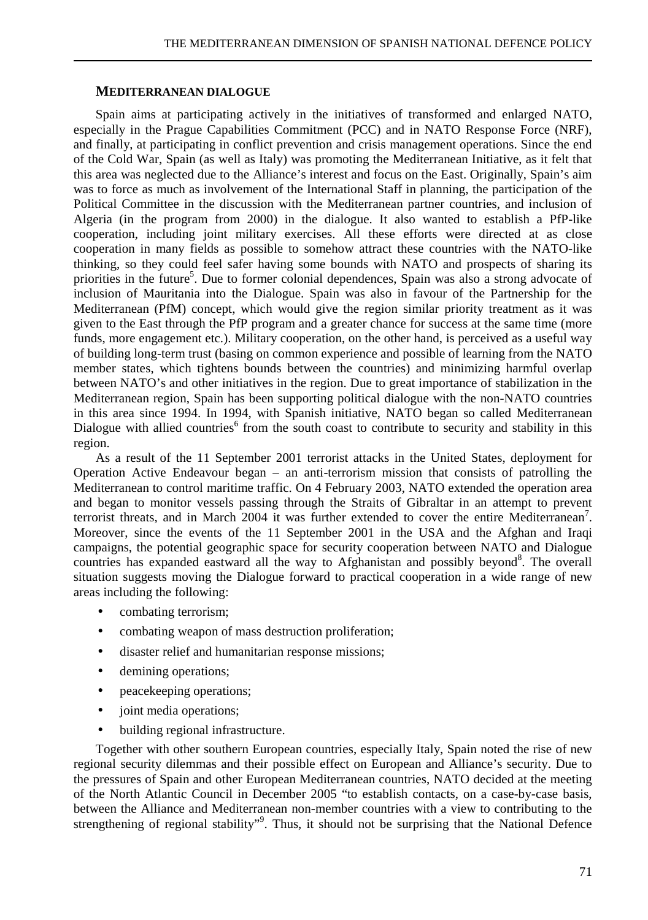### MEDITERRANEAN DIALOGUE

Spain aims at participating actively in the initiatives of transformed and enlarged NATO, especially in the Prague Capabilities Commitment (PCC) and in NATO Response Force (NRF), and finally, at participating in conflict prevention and crisis management operations. Since the end of the Cold War, Spain (as well as Italy) was promoting the Mediterranean Initiative, as it felt that this area was neglected due to the Alliance's interest and focus on the East. Originally, Spain's aim was to force as much as involvement of the International Staff in planning, the participation of the Political Committee in the discussion with the Mediterranean partner countries, and inclusion of Algeria (in the program from 2000) in the dialogue. It also wanted to establish a PfP-like cooperation, including joint military exercises. All these efforts were directed at as close cooperation in many fields as possible to somehow attract these countries with the NATO-like thinking, so they could feel safer having some bounds with NATO and prospects of sharing its priorities in the future[5]. Due to former colonial dependences, Spain was also a strong advocate of inclusion of Mauritania into the Dialogue. Spain was also in favour of the Partnership for the Mediterranean (PfM) concept, which would give the region similar priority treatment as it was given to the East through the PfP program and a greater chance for success at the same time (more funds, more engagement etc.). Military cooperation, on the other hand, is perceived as a useful way of building long-term trust (basing on common experience and possible of learning from the NATO member states, which tightens bounds between the countries) and minimizing harmful overlap between NATO's and other initiatives in the region. Due to great importance of stabilization in the Mediterranean region, Spain has been supporting political dialogue with the non-NATO countries in this area since 1994. In 1994, with Spanish initiative, NATO began so called Mediterranean Dialogue with allied countries[6] from the south coast to contribute to security and stability in this region.

As a result of the 11 September 2001 terrorist attacks in the United States, deployment for Operation Active Endeavour began – an anti-terrorism mission that consists of patrolling the Mediterranean to control maritime traffic. On 4 February 2003, NATO extended the operation area and began to monitor vessels passing through the Straits of Gibraltar in an attempt to prevent terrorist threats, and in March 2004 it was further extended to cover the entire Mediterranean[7]. Moreover, since the events of the 11 September 2001 in the USA and the Afghan and Iraqi campaigns, the potential geographic space for security cooperation between NATO and Dialogue countries has expanded eastward all the way to Afghanistan and possibly beyond[8]. The overall situation suggests moving the Dialogue forward to practical cooperation in a wide range of new areas including the following:

- combating terrorism;
- combating weapon of mass destruction proliferation;
- disaster relief and humanitarian response missions;
- demining operations;
- peacekeeping operations;
- joint media operations;
- building regional infrastructure.

Together with other southern European countries, especially Italy, Spain noted the rise of new regional security dilemmas and their possible effect on European and Alliance's security. Due to the pressures of Spain and other European Mediterranean countries, NATO decided at the meeting of the North Atlantic Council in December 2005 "to establish contacts, on a case-by-case basis, between the Alliance and Mediterranean non-member countries with a view to contributing to the strengthening of regional stability"[9]. Thus, it should not be surprising that the National Defence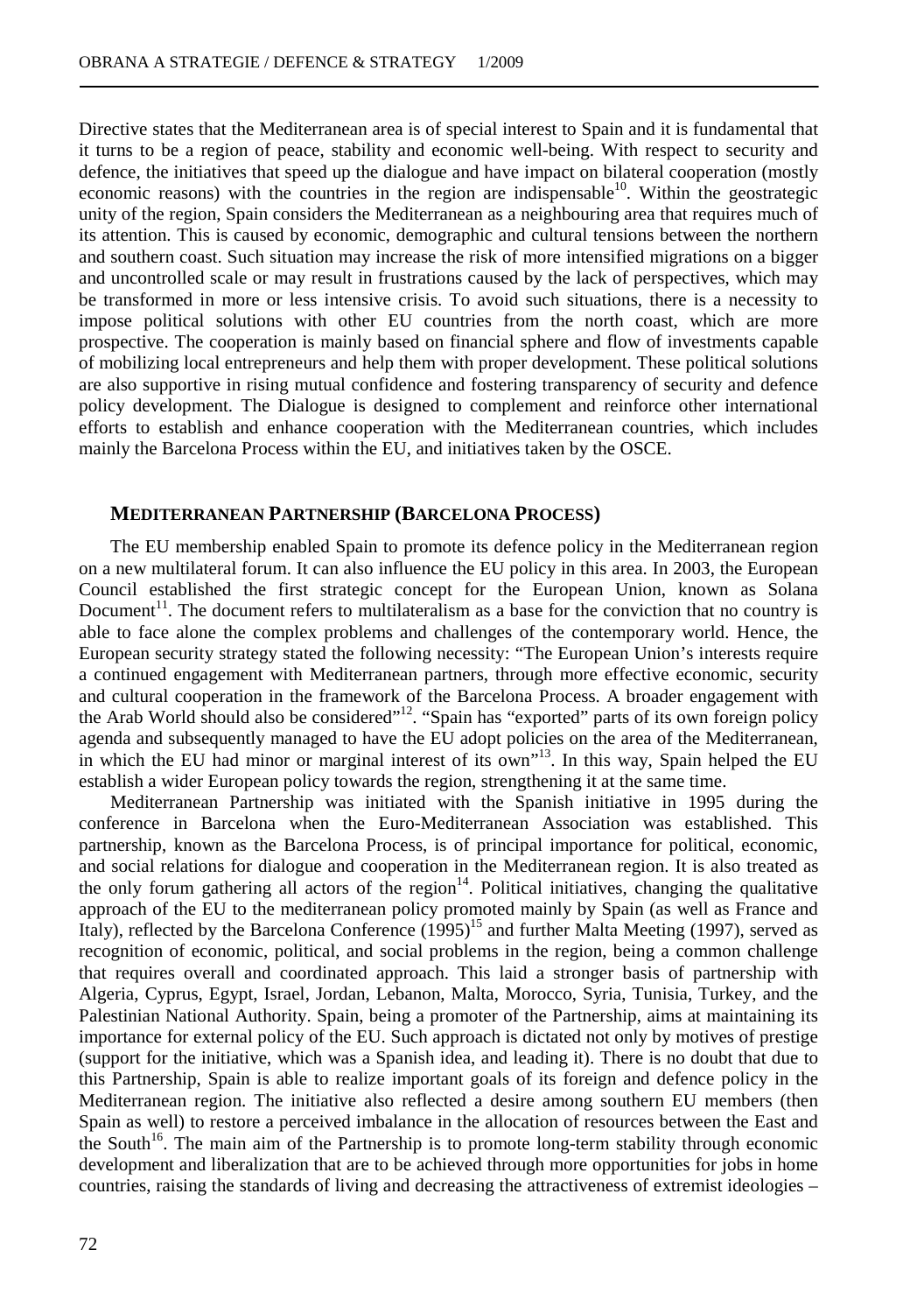Directive states that the Mediterranean area is of special interest to Spain and it is fundamental that it turns to be a region of peace, stability and economic well-being. With respect to security and defence, the initiatives that speed up the dialogue and have impact on bilateral cooperation (mostly economic reasons) with the countries in the region are indispensable[10]. Within the geostrategic unity of the region, Spain considers the Mediterranean as a neighbouring area that requires much of its attention. This is caused by economic, demographic and cultural tensions between the northern and southern coast. Such situation may increase the risk of more intensified migrations on a bigger and uncontrolled scale or may result in frustrations caused by the lack of perspectives, which may be transformed in more or less intensive crisis. To avoid such situations, there is a necessity to impose political solutions with other EU countries from the north coast, which are more prospective. The cooperation is mainly based on financial sphere and flow of investments capable of mobilizing local entrepreneurs and help them with proper development. These political solutions are also supportive in rising mutual confidence and fostering transparency of security and defence policy development. The Dialogue is designed to complement and reinforce other international efforts to establish and enhance cooperation with the Mediterranean countries, which includes mainly the Barcelona Process within the EU, and initiatives taken by the OSCE.

## MEDITERRANEAN PARTNERSHIP (BARCELONA PROCESS)

The EU membership enabled Spain to promote its defence policy in the Mediterranean region on a new multilateral forum. It can also influence the EU policy in this area. In 2003, the European Council established the first strategic concept for the European Union, known as Solana Document[11]. The document refers to multilateralism as a base for the conviction that no country is able to face alone the complex problems and challenges of the contemporary world. Hence, the European security strategy stated the following necessity: "The European Union's interests require a continued engagement with Mediterranean partners, through more effective economic, security and cultural cooperation in the framework of the Barcelona Process. A broader engagement with the Arab World should also be considered"[12]. "Spain has "exported" parts of its own foreign policy agenda and subsequently managed to have the EU adopt policies on the area of the Mediterranean, in which the EU had minor or marginal interest of its own"[13]. In this way, Spain helped the EU establish a wider European policy towards the region, strengthening it at the same time.

Mediterranean Partnership was initiated with the Spanish initiative in 1995 during the conference in Barcelona when the Euro-Mediterranean Association was established. This partnership, known as the Barcelona Process, is of principal importance for political, economic, and social relations for dialogue and cooperation in the Mediterranean region. It is also treated as the only forum gathering all actors of the region[14]. Political initiatives, changing the qualitative approach of the EU to the mediterranean policy promoted mainly by Spain (as well as France and Italy), reflected by the Barcelona Conference (1995)[15] and further Malta Meeting (1997), served as recognition of economic, political, and social problems in the region, being a common challenge that requires overall and coordinated approach. This laid a stronger basis of partnership with Algeria, Cyprus, Egypt, Israel, Jordan, Lebanon, Malta, Morocco, Syria, Tunisia, Turkey, and the Palestinian National Authority. Spain, being a promoter of the Partnership, aims at maintaining its importance for external policy of the EU. Such approach is dictated not only by motives of prestige (support for the initiative, which was a Spanish idea, and leading it). There is no doubt that due to this Partnership, Spain is able to realize important goals of its foreign and defence policy in the Mediterranean region. The initiative also reflected a desire among southern EU members (then Spain as well) to restore a perceived imbalance in the allocation of resources between the East and the South[16]. The main aim of the Partnership is to promote long-term stability through economic development and liberalization that are to be achieved through more opportunities for jobs in home countries, raising the standards of living and decreasing the attractiveness of extremist ideologies –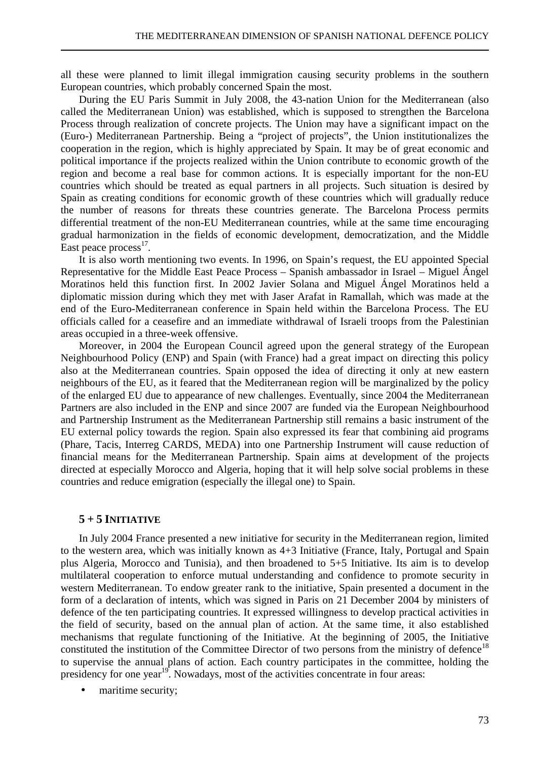all these were planned to limit illegal immigration causing security problems in the southern European countries, which probably concerned Spain the most.

During the EU Paris Summit in July 2008, the 43-nation Union for the Mediterranean (also called the Mediterranean Union) was established, which is supposed to strengthen the Barcelona Process through realization of concrete projects. The Union may have a significant impact on the (Euro-) Mediterranean Partnership. Being a "project of projects", the Union institutionalizes the cooperation in the region, which is highly appreciated by Spain. It may be of great economic and political importance if the projects realized within the Union contribute to economic growth of the region and become a real base for common actions. It is especially important for the non-EU countries which should be treated as equal partners in all projects. Such situation is desired by Spain as creating conditions for economic growth of these countries which will gradually reduce the number of reasons for threats these countries generate. The Barcelona Process permits differential treatment of the non-EU Mediterranean countries, while at the same time encouraging gradual harmonization in the fields of economic development, democratization, and the Middle East peace process[17].

It is also worth mentioning two events. In 1996, on Spain's request, the EU appointed Special Representative for the Middle East Peace Process – Spanish ambassador in Israel – Miguel Ángel Moratinos held this function first. In 2002 Javier Solana and Miguel Ángel Moratinos held a diplomatic mission during which they met with Jaser Arafat in Ramallah, which was made at the end of the Euro-Mediterranean conference in Spain held within the Barcelona Process. The EU officials called for a ceasefire and an immediate withdrawal of Israeli troops from the Palestinian areas occupied in a three-week offensive.

Moreover, in 2004 the European Council agreed upon the general strategy of the European Neighbourhood Policy (ENP) and Spain (with France) had a great impact on directing this policy also at the Mediterranean countries. Spain opposed the idea of directing it only at new eastern neighbours of the EU, as it feared that the Mediterranean region will be marginalized by the policy of the enlarged EU due to appearance of new challenges. Eventually, since 2004 the Mediterranean Partners are also included in the ENP and since 2007 are funded via the European Neighbourhood and Partnership Instrument as the Mediterranean Partnership still remains a basic instrument of the EU external policy towards the region. Spain also expressed its fear that combining aid programs (Phare, Tacis, Interreg CARDS, MEDA) into one Partnership Instrument will cause reduction of financial means for the Mediterranean Partnership. Spain aims at development of the projects directed at especially Morocco and Algeria, hoping that it will help solve social problems in these countries and reduce emigration (especially the illegal one) to Spain.

## 5 + 5 Initiative

In July 2004 France presented a new initiative for security in the Mediterranean region, limited to the western area, which was initially known as 4+3 Initiative (France, Italy, Portugal and Spain plus Algeria, Morocco and Tunisia), and then broadened to 5+5 Initiative. Its aim is to develop multilateral cooperation to enforce mutual understanding and confidence to promote security in western Mediterranean. To endow greater rank to the initiative, Spain presented a document in the form of a declaration of intents, which was signed in Paris on 21 December 2004 by ministers of defence of the ten participating countries. It expressed willingness to develop practical activities in the field of security, based on the annual plan of action. At the same time, it also established mechanisms that regulate functioning of the Initiative. At the beginning of 2005, the Initiative constituted the institution of the Committee Director of two persons from the ministry of defence[18] to supervise the annual plans of action. Each country participates in the committee, holding the presidency for one year[19]. Nowadays, most of the activities concentrate in four areas:

- maritime security;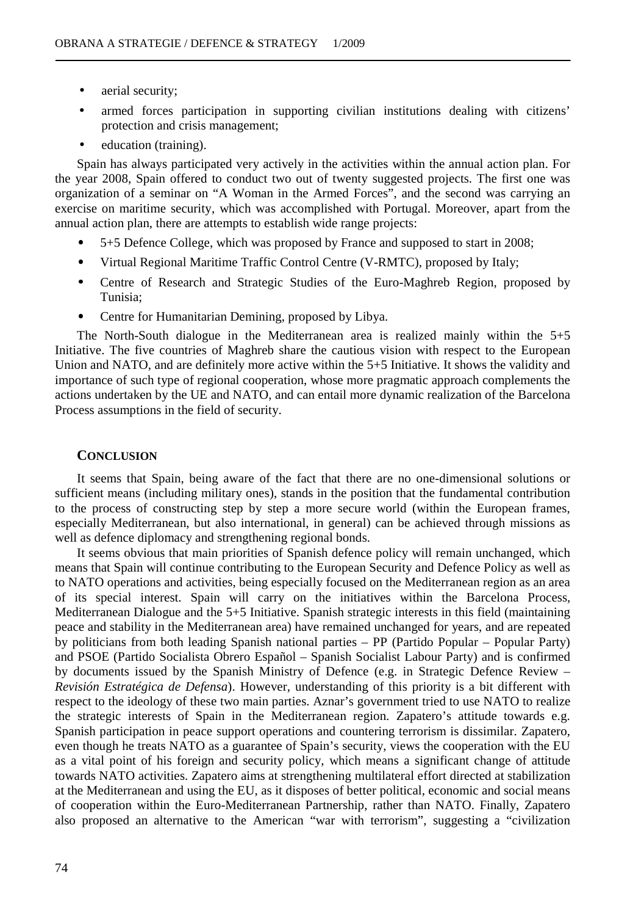- aerial security;
- armed forces participation in supporting civilian institutions dealing with citizens' protection and crisis management;
- education (training).

Spain has always participated very actively in the activities within the annual action plan. For the year 2008, Spain offered to conduct two out of twenty suggested projects. The first one was organization of a seminar on "A Woman in the Armed Forces", and the second was carrying an exercise on maritime security, which was accomplished with Portugal. Moreover, apart from the annual action plan, there are attempts to establish wide range projects:

- 5+5 Defence College, which was proposed by France and supposed to start in 2008;
- Virtual Regional Maritime Traffic Control Centre (V-RMTC), proposed by Italy;
- Centre of Research and Strategic Studies of the Euro-Maghreb Region, proposed by Tunisia;
- Centre for Humanitarian Demining, proposed by Libya.

The North-South dialogue in the Mediterranean area is realized mainly within the 5+5 Initiative. The five countries of Maghreb share the cautious vision with respect to the European Union and NATO, and are definitely more active within the 5+5 Initiative. It shows the validity and importance of such type of regional cooperation, whose more pragmatic approach complements the actions undertaken by the UE and NATO, and can entail more dynamic realization of the Barcelona Process assumptions in the field of security.

## Conclusion

It seems that Spain, being aware of the fact that there are no one-dimensional solutions or sufficient means (including military ones), stands in the position that the fundamental contribution to the process of constructing step by step a more secure world (within the European frames, especially Mediterranean, but also international, in general) can be achieved through missions as well as defence diplomacy and strengthening regional bonds.

It seems obvious that main priorities of Spanish defence policy will remain unchanged, which means that Spain will continue contributing to the European Security and Defence Policy as well as to NATO operations and activities, being especially focused on the Mediterranean region as an area of its special interest. Spain will carry on the initiatives within the Barcelona Process, Mediterranean Dialogue and the 5+5 Initiative. Spanish strategic interests in this field (maintaining peace and stability in the Mediterranean area) have remained unchanged for years, and are repeated by politicians from both leading Spanish national parties – PP (Partido Popular – Popular Party) and PSOE (Partido Socialista Obrero Español – Spanish Socialist Labour Party) and is confirmed by documents issued by the Spanish Ministry of Defence (e.g. in Strategic Defence Review – *Revisión Estratégica de Defensa*). However, understanding of this priority is a bit different with respect to the ideology of these two main parties. Aznar's government tried to use NATO to realize the strategic interests of Spain in the Mediterranean region. Zapatero's attitude towards e.g. Spanish participation in peace support operations and countering terrorism is dissimilar. Zapatero, even though he treats NATO as a guarantee of Spain's security, views the cooperation with the EU as a vital point of his foreign and security policy, which means a significant change of attitude towards NATO activities. Zapatero aims at strengthening multilateral effort directed at stabilization at the Mediterranean and using the EU, as it disposes of better political, economic and social means of cooperation within the Euro-Mediterranean Partnership, rather than NATO. Finally, Zapatero also proposed an alternative to the American "war with terrorism", suggesting a "civilization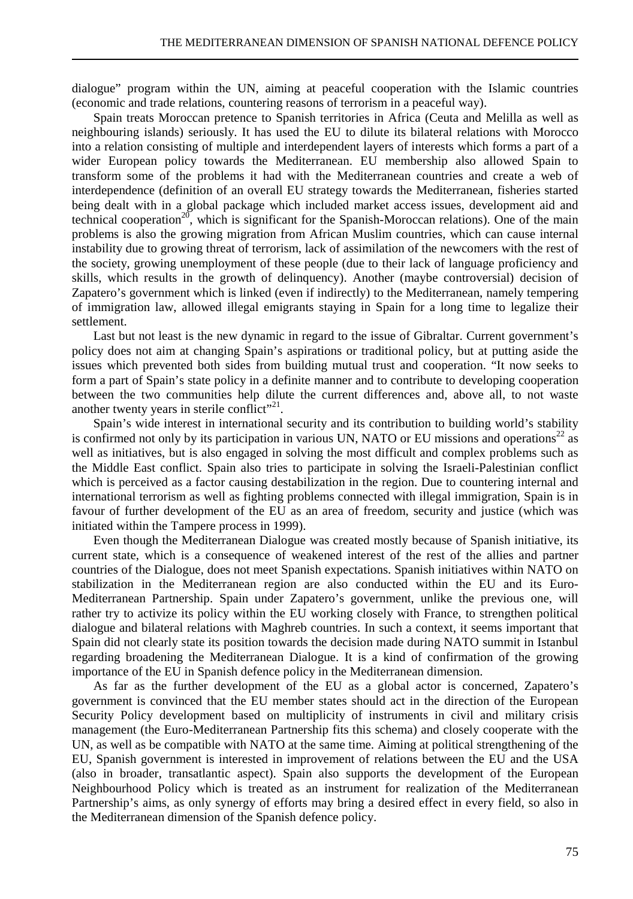dialogue" program within the UN, aiming at peaceful cooperation with the Islamic countries (economic and trade relations, countering reasons of terrorism in a peaceful way).

Spain treats Moroccan pretence to Spanish territories in Africa (Ceuta and Melilla as well as neighbouring islands) seriously. It has used the EU to dilute its bilateral relations with Morocco into a relation consisting of multiple and interdependent layers of interests which forms a part of a wider European policy towards the Mediterranean. EU membership also allowed Spain to transform some of the problems it had with the Mediterranean countries and create a web of interdependence (definition of an overall EU strategy towards the Mediterranean, fisheries started being dealt with in a global package which included market access issues, development aid and technical cooperation[20], which is significant for the Spanish-Moroccan relations). One of the main problems is also the growing migration from African Muslim countries, which can cause internal instability due to growing threat of terrorism, lack of assimilation of the newcomers with the rest of the society, growing unemployment of these people (due to their lack of language proficiency and skills, which results in the growth of delinquency). Another (maybe controversial) decision of Zapatero's government which is linked (even if indirectly) to the Mediterranean, namely tempering of immigration law, allowed illegal emigrants staying in Spain for a long time to legalize their settlement.

Last but not least is the new dynamic in regard to the issue of Gibraltar. Current government's policy does not aim at changing Spain's aspirations or traditional policy, but at putting aside the issues which prevented both sides from building mutual trust and cooperation. "It now seeks to form a part of Spain's state policy in a definite manner and to contribute to developing cooperation between the two communities help dilute the current differences and, above all, to not waste another twenty years in sterile conflict"[21].

Spain's wide interest in international security and its contribution to building world's stability is confirmed not only by its participation in various UN, NATO or EU missions and operations[22] as well as initiatives, but is also engaged in solving the most difficult and complex problems such as the Middle East conflict. Spain also tries to participate in solving the Israeli-Palestinian conflict which is perceived as a factor causing destabilization in the region. Due to countering internal and international terrorism as well as fighting problems connected with illegal immigration, Spain is in favour of further development of the EU as an area of freedom, security and justice (which was initiated within the Tampere process in 1999).

Even though the Mediterranean Dialogue was created mostly because of Spanish initiative, its current state, which is a consequence of weakened interest of the rest of the allies and partner countries of the Dialogue, does not meet Spanish expectations. Spanish initiatives within NATO on stabilization in the Mediterranean region are also conducted within the EU and its Euro-Mediterranean Partnership. Spain under Zapatero's government, unlike the previous one, will rather try to activize its policy within the EU working closely with France, to strengthen political dialogue and bilateral relations with Maghreb countries. In such a context, it seems important that Spain did not clearly state its position towards the decision made during NATO summit in Istanbul regarding broadening the Mediterranean Dialogue. It is a kind of confirmation of the growing importance of the EU in Spanish defence policy in the Mediterranean dimension.

As far as the further development of the EU as a global actor is concerned, Zapatero's government is convinced that the EU member states should act in the direction of the European Security Policy development based on multiplicity of instruments in civil and military crisis management (the Euro-Mediterranean Partnership fits this schema) and closely cooperate with the UN, as well as be compatible with NATO at the same time. Aiming at political strengthening of the EU, Spanish government is interested in improvement of relations between the EU and the USA (also in broader, transatlantic aspect). Spain also supports the development of the European Neighbourhood Policy which is treated as an instrument for realization of the Mediterranean Partnership's aims, as only synergy of efforts may bring a desired effect in every field, so also in the Mediterranean dimension of the Spanish defence policy.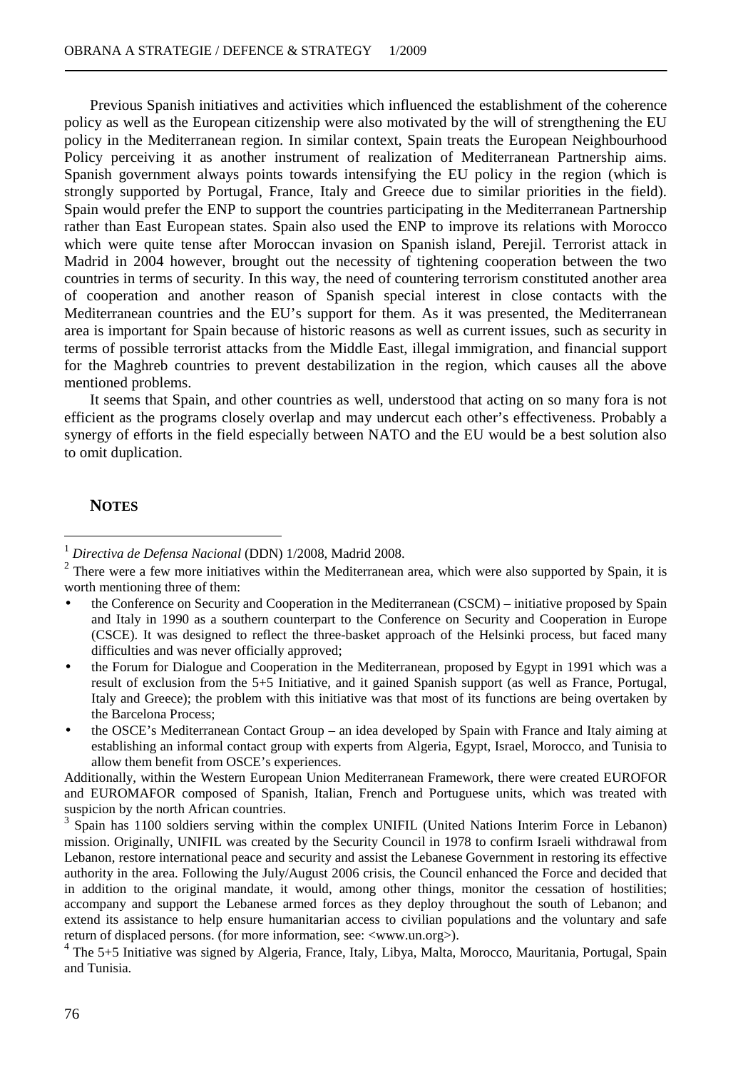Previous Spanish initiatives and activities which influenced the establishment of the coherence policy as well as the European citizenship were also motivated by the will of strengthening the EU policy in the Mediterranean region. In similar context, Spain treats the European Neighbourhood Policy perceiving it as another instrument of realization of Mediterranean Partnership aims. Spanish government always points towards intensifying the EU policy in the region (which is strongly supported by Portugal, France, Italy and Greece due to similar priorities in the field). Spain would prefer the ENP to support the countries participating in the Mediterranean Partnership rather than East European states. Spain also used the ENP to improve its relations with Morocco which were quite tense after Moroccan invasion on Spanish island, Perejil. Terrorist attack in Madrid in 2004 however, brought out the necessity of tightening cooperation between the two countries in terms of security. In this way, the need of countering terrorism constituted another area of cooperation and another reason of Spanish special interest in close contacts with the Mediterranean countries and the EU's support for them. As it was presented, the Mediterranean area is important for Spain because of historic reasons as well as current issues, such as security in terms of possible terrorist attacks from the Middle East, illegal immigration, and financial support for the Maghreb countries to prevent destabilization in the region, which causes all the above mentioned problems.

It seems that Spain, and other countries as well, understood that acting on so many fora is not efficient as the programs closely overlap and may undercut each other's effectiveness. Probably a synergy of efforts in the field especially between NATO and the EU would be a best solution also to omit duplication.

## NOTES

[1] *Directiva de Defensa Nacional* (DDN) 1/2008, Madrid 2008.

[2] There were a few more initiatives within the Mediterranean area, which were also supported by Spain, it is worth mentioning three of them:

- the Conference on Security and Cooperation in the Mediterranean (CSCM) – initiative proposed by Spain and Italy in 1990 as a southern counterpart to the Conference on Security and Cooperation in Europe (CSCE). It was designed to reflect the three-basket approach of the Helsinki process, but faced many difficulties and was never officially approved;
- the Forum for Dialogue and Cooperation in the Mediterranean, proposed by Egypt in 1991 which was a result of exclusion from the 5+5 Initiative, and it gained Spanish support (as well as France, Portugal, Italy and Greece); the problem with this initiative was that most of its functions are being overtaken by the Barcelona Process;
- the OSCE's Mediterranean Contact Group – an idea developed by Spain with France and Italy aiming at establishing an informal contact group with experts from Algeria, Egypt, Israel, Morocco, and Tunisia to allow them benefit from OSCE's experiences.

Additionally, within the Western European Union Mediterranean Framework, there were created EUROFOR and EUROMAFOR composed of Spanish, Italian, French and Portuguese units, which was treated with suspicion by the north African countries.

[3] Spain has 1100 soldiers serving within the complex UNIFIL (United Nations Interim Force in Lebanon) mission. Originally, UNIFIL was created by the Security Council in 1978 to confirm Israeli withdrawal from Lebanon, restore international peace and security and assist the Lebanese Government in restoring its effective authority in the area. Following the July/August 2006 crisis, the Council enhanced the Force and decided that in addition to the original mandate, it would, among other things, monitor the cessation of hostilities; accompany and support the Lebanese armed forces as they deploy throughout the south of Lebanon; and extend its assistance to help ensure humanitarian access to civilian populations and the voluntary and safe return of displaced persons. (for more information, see: <www.un.org>).

[4] The 5+5 Initiative was signed by Algeria, France, Italy, Libya, Malta, Morocco, Mauritania, Portugal, Spain and Tunisia.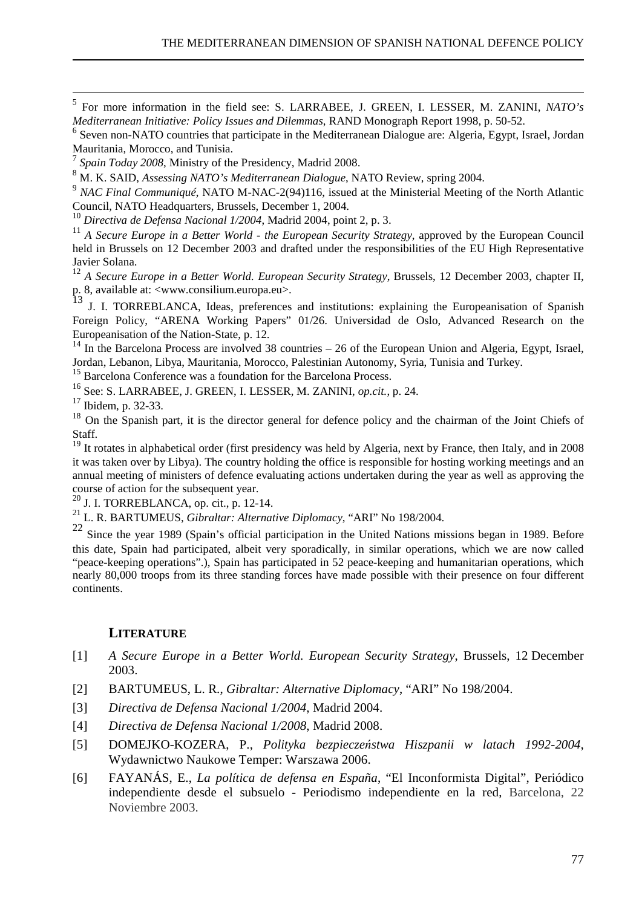[5] For more information in the field see: S. LARRABEE, J. GREEN, I. LESSER, M. ZANINI, *NATO's Mediterranean Initiative: Policy Issues and Dilemmas*, RAND Monograph Report 1998, p. 50-52.

[6] Seven non-NATO countries that participate in the Mediterranean Dialogue are: Algeria, Egypt, Israel, Jordan Mauritania, Morocco, and Tunisia.

[7] *Spain Today 2008*, Ministry of the Presidency, Madrid 2008.

[8] M. K. SAID, *Assessing NATO's Mediterranean Dialogue*, NATO Review, spring 2004.

[9] *NAC Final Communiqué*, NATO M-NAC-2(94)116, issued at the Ministerial Meeting of the North Atlantic Council, NATO Headquarters, Brussels, December 1, 2004.

[10] *Directiva de Defensa Nacional 1/2004*, Madrid 2004, point 2, p. 3.

[11] *A Secure Europe in a Better World - the European Security Strategy*, approved by the European Council held in Brussels on 12 December 2003 and drafted under the responsibilities of the EU High Representative Javier Solana.

[12] *A Secure Europe in a Better World. European Security Strategy*, Brussels, 12 December 2003, chapter II, p. 8, available at: <www.consilium.europa.eu>.

[13] J. I. TORREBLANCA, Ideas, preferences and institutions: explaining the Europeanisation of Spanish Foreign Policy, "ARENA Working Papers" 01/26. Universidad de Oslo, Advanced Research on the Europeanisation of the Nation-State, p. 12.

[14] In the Barcelona Process are involved 38 countries – 26 of the European Union and Algeria, Egypt, Israel, Jordan, Lebanon, Libya, Mauritania, Morocco, Palestinian Autonomy, Syria, Tunisia and Turkey.

[15] Barcelona Conference was a foundation for the Barcelona Process.

[16] See: S. LARRABEE, J. GREEN, I. LESSER, M. ZANINI, *op.cit.*, p. 24.

[17] Ibidem, p. 32-33.

[18] On the Spanish part, it is the director general for defence policy and the chairman of the Joint Chiefs of Staff.

[19] It rotates in alphabetical order (first presidency was held by Algeria, next by France, then Italy, and in 2008 it was taken over by Libya). The country holding the office is responsible for hosting working meetings and an annual meeting of ministers of defence evaluating actions undertaken during the year as well as approving the course of action for the subsequent year.

[20] J. I. TORREBLANCA, op. cit., p. 12-14.

[21] L. R. BARTUMEUS, *Gibraltar: Alternative Diplomacy*, "ARI" No 198/2004.

[22] Since the year 1989 (Spain's official participation in the United Nations missions began in 1989. Before this date, Spain had participated, albeit very sporadically, in similar operations, which we are now called "peace-keeping operations".), Spain has participated in 52 peace-keeping and humanitarian operations, which nearly 80,000 troops from its three standing forces have made possible with their presence on four different continents.

## LITERATURE

[1] *A Secure Europe in a Better World. European Security Strategy*, Brussels, 12 December 2003.

[2] BARTUMEUS, L. R., *Gibraltar: Alternative Diplomacy*, "ARI" No 198/2004.

[3] *Directiva de Defensa Nacional 1/2004*, Madrid 2004.

[4] *Directiva de Defensa Nacional 1/2008*, Madrid 2008.

[5] DOMEJKO-KOZERA, P., *Polityka bezpieczeństwa Hiszpanii w latach 1992-2004*, Wydawnictwo Naukowe Temper: Warszawa 2006.

[6] FAYANÁS, E., *La política de defensa en España*, "El Inconformista Digital", Periódico independiente desde el subsuelo - Periodismo independiente en la red, Barcelona, 22 Noviembre 2003.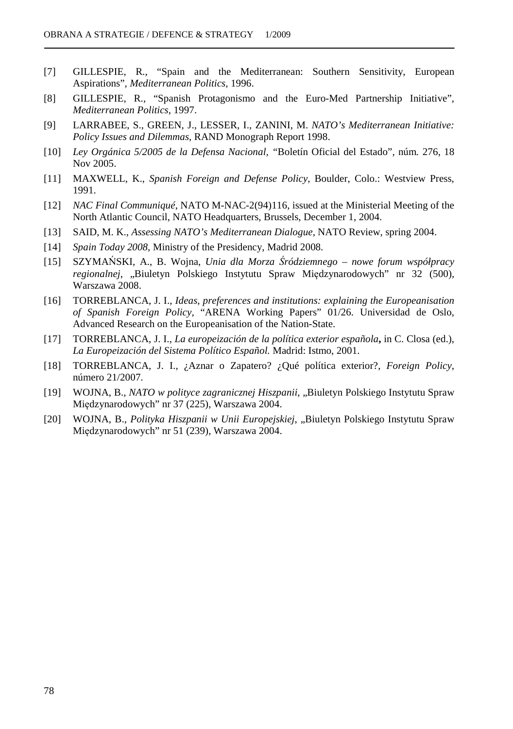[7] GILLESPIE, R., "Spain and the Mediterranean: Southern Sensitivity, European Aspirations", *Mediterranean Politics*, 1996.

[8] GILLESPIE, R., "Spanish Protagonismo and the Euro-Med Partnership Initiative", *Mediterranean Politics*, 1997.

[9] LARRABEE, S., GREEN, J., LESSER, I., ZANINI, M. *NATO's Mediterranean Initiative: Policy Issues and Dilemmas*, RAND Monograph Report 1998.

[10] *Ley Orgánica 5/2005 de la Defensa Nacional*, "Boletín Oficial del Estado", núm. 276, 18 Nov 2005.

[11] MAXWELL, K., *Spanish Foreign and Defense Policy*, Boulder, Colo.: Westview Press, 1991.

[12] *NAC Final Communiqué*, NATO M-NAC-2(94)116, issued at the Ministerial Meeting of the North Atlantic Council, NATO Headquarters, Brussels, December 1, 2004.

[13] SAID, M. K., *Assessing NATO's Mediterranean Dialogue*, NATO Review, spring 2004.

[14] *Spain Today 2008*, Ministry of the Presidency, Madrid 2008.

[15] SZYMAŃSKI, A., B. Wojna, *Unia dla Morza Śródziemnego – nowe forum współpracy regionalnej*, „Biuletyn Polskiego Instytutu Spraw Międzynarodowych" nr 32 (500), Warszawa 2008.

[16] TORREBLANCA, J. I., *Ideas, preferences and institutions: explaining the Europeanisation of Spanish Foreign Policy,* "ARENA Working Papers" 01/26. Universidad de Oslo, Advanced Research on the Europeanisation of the Nation-State.

[17] TORREBLANCA, J. I., *La europeización de la política exterior española***,** in C. Closa (ed.), *La Europeización del Sistema Político Español.* Madrid: Istmo, 2001.

[18] TORREBLANCA, J. I., ¿Aznar o Zapatero? ¿Qué política exterior?, *Foreign Policy*, número 21/2007.

[19] WOJNA, B., *NATO w polityce zagranicznej Hiszpanii*, „Biuletyn Polskiego Instytutu Spraw Międzynarodowych" nr 37 (225), Warszawa 2004.

[20] WOJNA, B., *Polityka Hiszpanii w Unii Europejskiej*, „Biuletyn Polskiego Instytutu Spraw Międzynarodowych" nr 51 (239), Warszawa 2004.